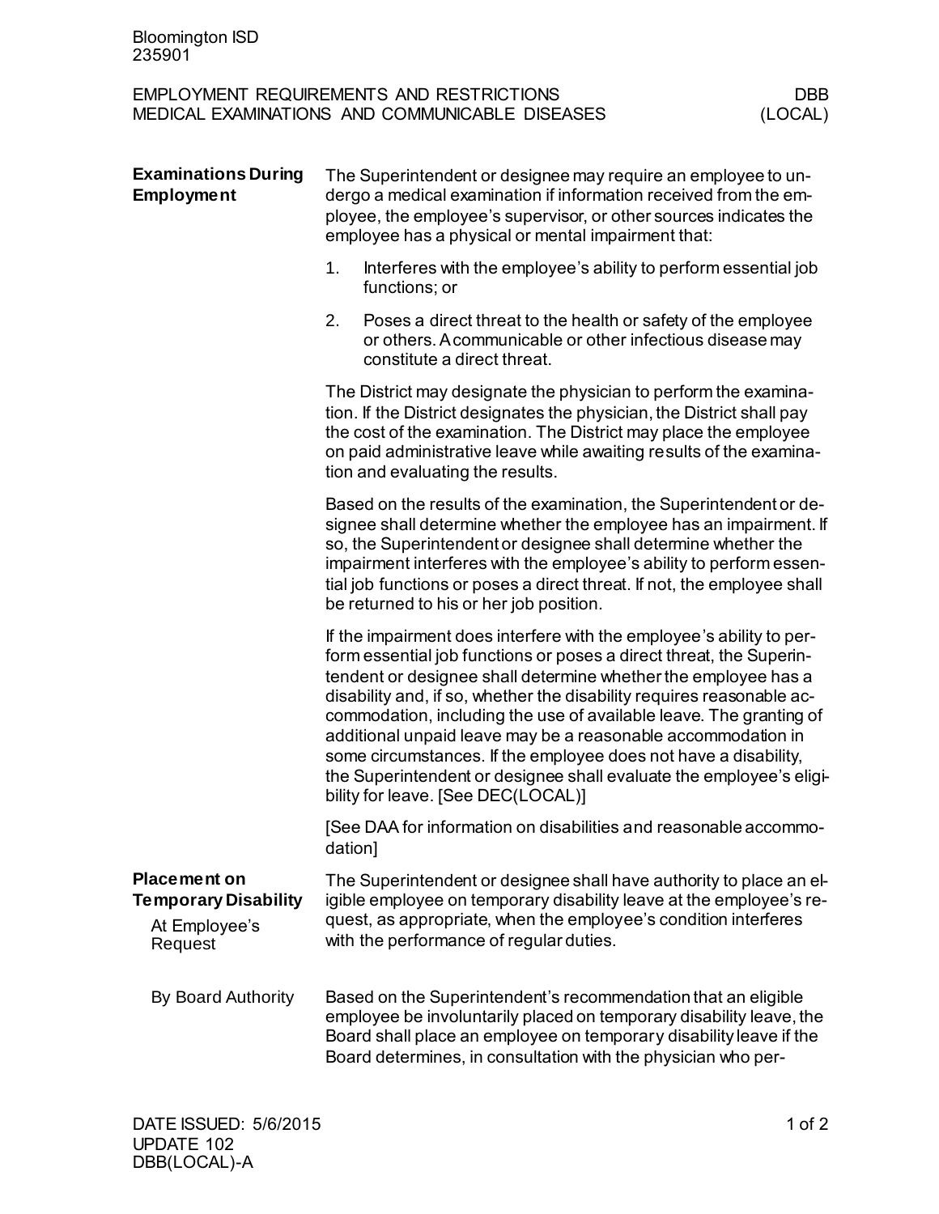Bloomington ISD
235901

EMPLOYMENT REQUIREMENTS AND RESTRICTIONS — DBB
MEDICAL EXAMINATIONS AND COMMUNICABLE DISEASES — (LOCAL)

## Examinations During Employment

The Superintendent or designee may require an employee to undergo a medical examination if information received from the employee, the employee's supervisor, or other sources indicates the employee has a physical or mental impairment that:

1. Interferes with the employee's ability to perform essential job functions; or
2. Poses a direct threat to the health or safety of the employee or others. A communicable or other infectious disease may constitute a direct threat.

The District may designate the physician to perform the examination. If the District designates the physician, the District shall pay the cost of the examination. The District may place the employee on paid administrative leave while awaiting results of the examination and evaluating the results.

Based on the results of the examination, the Superintendent or designee shall determine whether the employee has an impairment. If so, the Superintendent or designee shall determine whether the impairment interferes with the employee's ability to perform essential job functions or poses a direct threat. If not, the employee shall be returned to his or her job position.

If the impairment does interfere with the employee's ability to perform essential job functions or poses a direct threat, the Superintendent or designee shall determine whether the employee has a disability and, if so, whether the disability requires reasonable accommodation, including the use of available leave. The granting of additional unpaid leave may be a reasonable accommodation in some circumstances. If the employee does not have a disability, the Superintendent or designee shall evaluate the employee's eligibility for leave. [See DEC(LOCAL)]

[See DAA for information on disabilities and reasonable accommodation]

## Placement on Temporary Disability

### At Employee's Request

The Superintendent or designee shall have authority to place an eligible employee on temporary disability leave at the employee's request, as appropriate, when the employee's condition interferes with the performance of regular duties.

### By Board Authority

Based on the Superintendent's recommendation that an eligible employee be involuntarily placed on temporary disability leave, the Board shall place an employee on temporary disability leave if the Board determines, in consultation with the physician who per-

DATE ISSUED: 5/6/2015
UPDATE 102
DBB(LOCAL)-A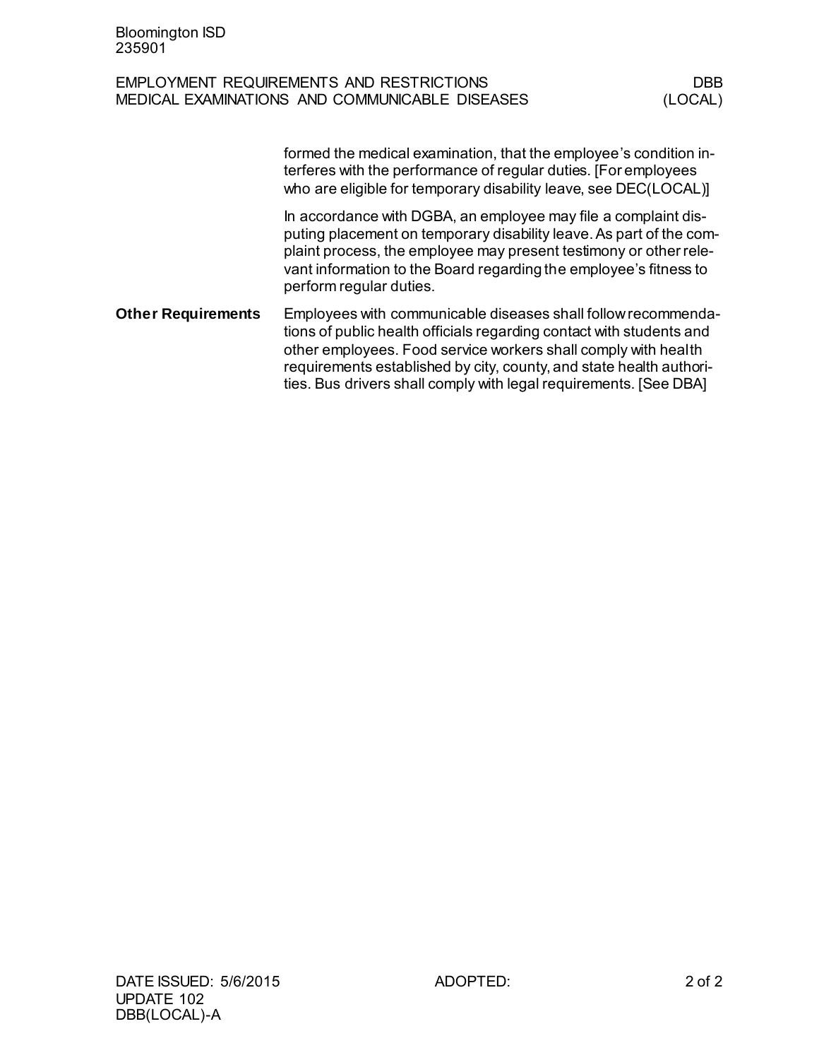formed the medical examination, that the employee's condition interferes with the performance of regular duties. [For employees who are eligible for temporary disability leave, see DEC(LOCAL)]

In accordance with DGBA, an employee may file a complaint disputing placement on temporary disability leave. As part of the complaint process, the employee may present testimony or other relevant information to the Board regarding the employee's fitness to perform regular duties.

**Other Requirements**

Employees with communicable diseases shall follow recommendations of public health officials regarding contact with students and other employees. Food service workers shall comply with health requirements established by city, county, and state health authorities. Bus drivers shall comply with legal requirements. [See DBA]